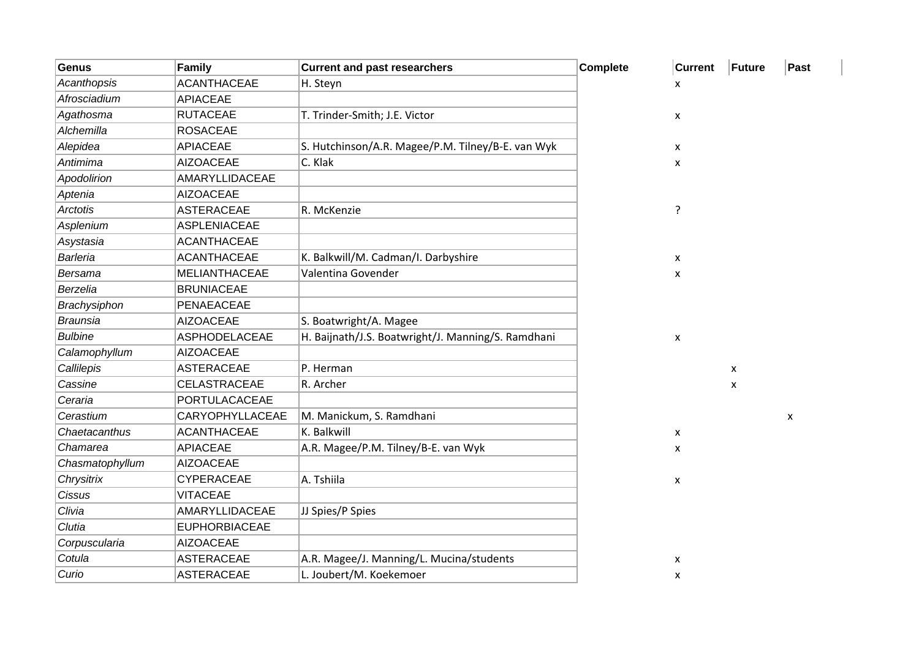| Genus | Family | Current and past researchers | Complete | Current | Future | Past |
|---|---|---|---|---|---|---|
| *Acanthopsis* | ACANTHACEAE | H. Steyn | | x | | |
| *Afrosciadium* | APIACEAE | | | | | |
| *Agathosma* | RUTACEAE | T. Trinder-Smith; J.E. Victor | | x | | |
| *Alchemilla* | ROSACEAE | | | | | |
| *Alepidea* | APIACEAE | S. Hutchinson/A.R. Magee/P.M. Tilney/B-E. van Wyk | | x | | |
| *Antimima* | AIZOACEAE | C. Klak | | x | | |
| *Apodolirion* | AMARYLLIDACEAE | | | | | |
| *Aptenia* | AIZOACEAE | | | | | |
| *Arctotis* | ASTERACEAE | R. McKenzie | | ? | | |
| *Asplenium* | ASPLENIACEAE | | | | | |
| *Asystasia* | ACANTHACEAE | | | | | |
| *Barleria* | ACANTHACEAE | K. Balkwill/M. Cadman/I. Darbyshire | | x | | |
| *Bersama* | MELIANTHACEAE | Valentina Govender | | x | | |
| *Berzelia* | BRUNIACEAE | | | | | |
| *Brachysiphon* | PENAEACEAE | | | | | |
| *Braunsia* | AIZOACEAE | S. Boatwright/A. Magee | | | | |
| *Bulbine* | ASPHODELACEAE | H. Baijnath/J.S. Boatwright/J. Manning/S. Ramdhani | | x | | |
| *Calamophyllum* | AIZOACEAE | | | | | |
| *Callilepis* | ASTERACEAE | P. Herman | | | x | |
| *Cassine* | CELASTRACEAE | R. Archer | | | x | |
| *Ceraria* | PORTULACACEAE | | | | | |
| *Cerastium* | CARYOPHYLLACEAE | M. Manickum, S. Ramdhani | | | | x |
| *Chaetacanthus* | ACANTHACEAE | K. Balkwill | | x | | |
| *Chamarea* | APIACEAE | A.R. Magee/P.M. Tilney/B-E. van Wyk | | x | | |
| *Chasmatophyllum* | AIZOACEAE | | | | | |
| *Chrysitrix* | CYPERACEAE | A. Tshiila | | x | | |
| *Cissus* | VITACEAE | | | | | |
| *Clivia* | AMARYLLIDACEAE | JJ Spies/P Spies | | | | |
| *Clutia* | EUPHORBIACEAE | | | | | |
| *Corpuscularia* | AIZOACEAE | | | | | |
| *Cotula* | ASTERACEAE | A.R. Magee/J. Manning/L. Mucina/students | | x | | |
| *Curio* | ASTERACEAE | L. Joubert/M. Koekemoer | | x | | |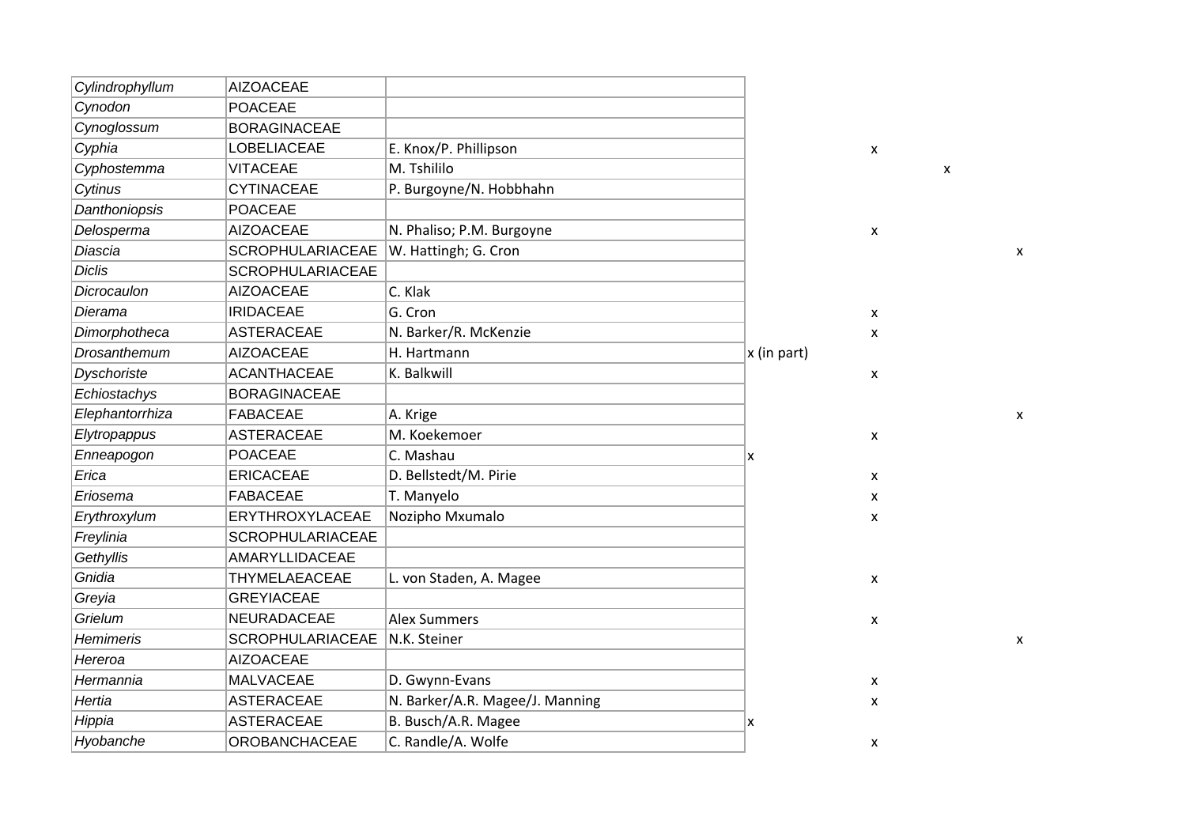| | | | | | | |
|---|---|---|---|---|---|---|
| *Cylindrophyllum* | AIZOACEAE | | | | | |
| *Cynodon* | POACEAE | | | | | |
| *Cynoglossum* | BORAGINACEAE | | | | | |
| *Cyphia* | LOBELIACEAE | E. Knox/P. Phillipson | | x | | |
| *Cyphostemma* | VITACEAE | M. Tshililo | | | x | |
| *Cytinus* | CYTINACEAE | P. Burgoyne/N. Hobbhahn | | | | |
| *Danthoniopsis* | POACEAE | | | | | |
| *Delosperma* | AIZOACEAE | N. Phaliso; P.M. Burgoyne | | x | | |
| *Diascia* | SCROPHULARIACEAE | W. Hattingh; G. Cron | | | | x |
| *Diclis* | SCROPHULARIACEAE | | | | | |
| *Dicrocaulon* | AIZOACEAE | C. Klak | | | | |
| *Dierama* | IRIDACEAE | G. Cron | | x | | |
| *Dimorphotheca* | ASTERACEAE | N. Barker/R. McKenzie | | x | | |
| *Drosanthemum* | AIZOACEAE | H. Hartmann | x (in part) | | | |
| *Dyschoriste* | ACANTHACEAE | K. Balkwill | | x | | |
| *Echiostachys* | BORAGINACEAE | | | | | |
| *Elephantorrhiza* | FABACEAE | A. Krige | | | | x |
| *Elytropappus* | ASTERACEAE | M. Koekemoer | | x | | |
| *Enneapogon* | POACEAE | C. Mashau | x | | | |
| *Erica* | ERICACEAE | D. Bellstedt/M. Pirie | | x | | |
| *Eriosema* | FABACEAE | T. Manyelo | | x | | |
| *Erythroxylum* | ERYTHROXYLACEAE | Nozipho Mxumalo | | x | | |
| *Freylinia* | SCROPHULARIACEAE | | | | | |
| *Gethyllis* | AMARYLLIDACEAE | | | | | |
| *Gnidia* | THYMELAEACEAE | L. von Staden, A. Magee | | x | | |
| *Greyia* | GREYIACEAE | | | | | |
| *Grielum* | NEURADACEAE | Alex Summers | | x | | |
| *Hemimeris* | SCROPHULARIACEAE | N.K. Steiner | | | | x |
| *Hereroa* | AIZOACEAE | | | | | |
| *Hermannia* | MALVACEAE | D. Gwynn-Evans | | x | | |
| *Hertia* | ASTERACEAE | N. Barker/A.R. Magee/J. Manning | | x | | |
| *Hippia* | ASTERACEAE | B. Busch/A.R. Magee | x | | | |
| *Hyobanche* | OROBANCHACEAE | C. Randle/A. Wolfe | | x | | |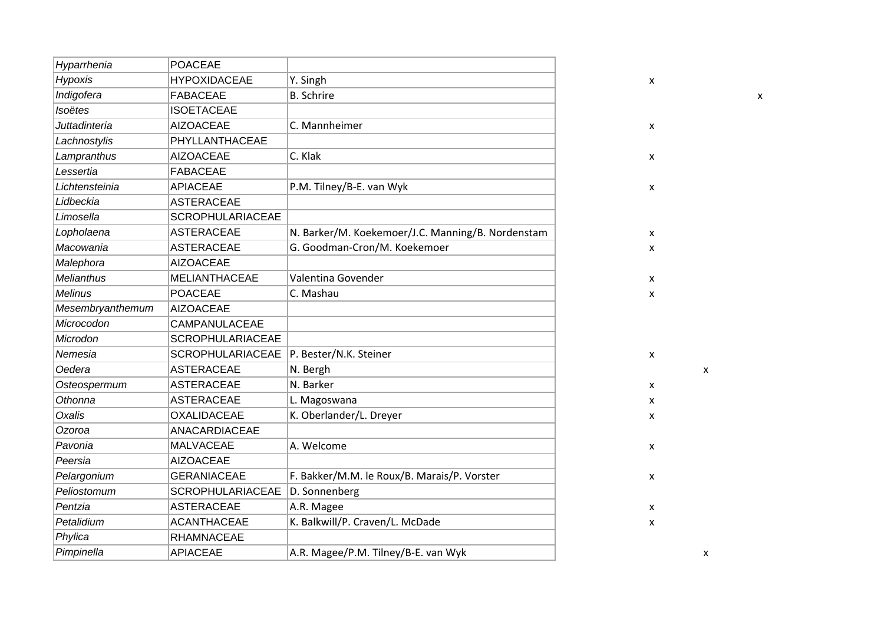| | | | | | |
|---|---|---|---|---|---|
| *Hyparrhenia* | POACEAE | | | | |
| *Hypoxis* | HYPOXIDACEAE | Y. Singh | x | | |
| *Indigofera* | FABACEAE | B. Schrire | | | x |
| *Isoëtes* | ISOETACEAE | | | | |
| *Juttadinteria* | AIZOACEAE | C. Mannheimer | x | | |
| *Lachnostylis* | PHYLLANTHACEAE | | | | |
| *Lampranthus* | AIZOACEAE | C. Klak | x | | |
| *Lessertia* | FABACEAE | | | | |
| *Lichtensteinia* | APIACEAE | P.M. Tilney/B-E. van Wyk | x | | |
| *Lidbeckia* | ASTERACEAE | | | | |
| *Limosella* | SCROPHULARIACEAE | | | | |
| *Lopholaena* | ASTERACEAE | N. Barker/M. Koekemoer/J.C. Manning/B. Nordenstam | x | | |
| *Macowania* | ASTERACEAE | G. Goodman-Cron/M. Koekemoer | x | | |
| *Malephora* | AIZOACEAE | | | | |
| *Melianthus* | MELIANTHACEAE | Valentina Govender | x | | |
| *Melinus* | POACEAE | C. Mashau | x | | |
| *Mesembryanthemum* | AIZOACEAE | | | | |
| *Microcodon* | CAMPANULACEAE | | | | |
| *Microdon* | SCROPHULARIACEAE | | | | |
| *Nemesia* | SCROPHULARIACEAE | P. Bester/N.K. Steiner | x | | |
| *Oedera* | ASTERACEAE | N. Bergh | | x | |
| *Osteospermum* | ASTERACEAE | N. Barker | x | | |
| *Othonna* | ASTERACEAE | L. Magoswana | x | | |
| *Oxalis* | OXALIDACEAE | K. Oberlander/L. Dreyer | x | | |
| *Ozoroa* | ANACARDIACEAE | | | | |
| *Pavonia* | MALVACEAE | A. Welcome | x | | |
| *Peersia* | AIZOACEAE | | | | |
| *Pelargonium* | GERANIACEAE | F. Bakker/M.M. le Roux/B. Marais/P. Vorster | x | | |
| *Peliostomum* | SCROPHULARIACEAE | D. Sonnenberg | | | |
| *Pentzia* | ASTERACEAE | A.R. Magee | x | | |
| *Petalidium* | ACANTHACEAE | K. Balkwill/P. Craven/L. McDade | x | | |
| *Phylica* | RHAMNACEAE | | | | |
| *Pimpinella* | APIACEAE | A.R. Magee/P.M. Tilney/B-E. van Wyk | | x | |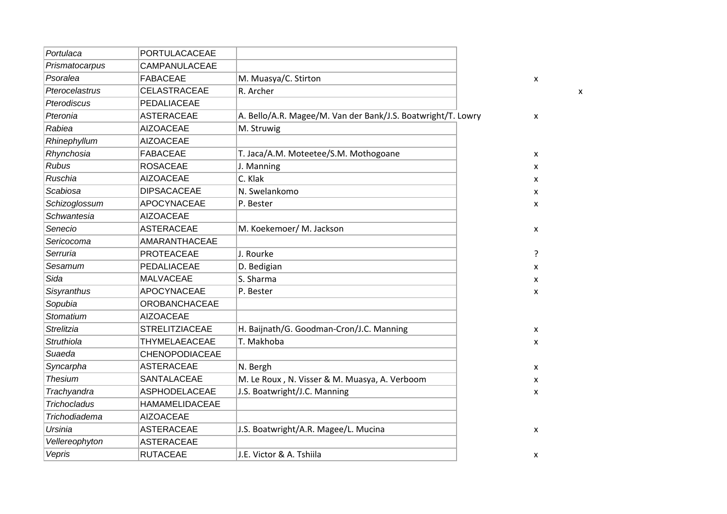| | | | | |
|---|---|---|---|---|
| *Portulaca* | PORTULACACEAE | | | |
| *Prismatocarpus* | CAMPANULACEAE | | | |
| *Psoralea* | FABACEAE | M. Muasya/C. Stirton | x | |
| *Pterocelastrus* | CELASTRACEAE | R. Archer | | x |
| *Pterodiscus* | PEDALIACEAE | | | |
| *Pteronia* | ASTERACEAE | A. Bello/A.R. Magee/M. Van der Bank/J.S. Boatwright/T. Lowry | x | |
| *Rabiea* | AIZOACEAE | M. Struwig | | |
| *Rhinephyllum* | AIZOACEAE | | | |
| *Rhynchosia* | FABACEAE | T. Jaca/A.M. Moteetee/S.M. Mothogoane | x | |
| *Rubus* | ROSACEAE | J. Manning | x | |
| *Ruschia* | AIZOACEAE | C. Klak | x | |
| *Scabiosa* | DIPSACACEAE | N. Swelankomo | x | |
| *Schizoglossum* | APOCYNACEAE | P. Bester | x | |
| *Schwantesia* | AIZOACEAE | | | |
| *Senecio* | ASTERACEAE | M. Koekemoer/ M. Jackson | x | |
| *Sericocoma* | AMARANTHACEAE | | | |
| *Serruria* | PROTEACEAE | J. Rourke | ? | |
| *Sesamum* | PEDALIACEAE | D. Bedigian | x | |
| *Sida* | MALVACEAE | S. Sharma | x | |
| *Sisyranthus* | APOCYNACEAE | P. Bester | x | |
| *Sopubia* | OROBANCHACEAE | | | |
| *Stomatium* | AIZOACEAE | | | |
| *Strelitzia* | STRELITZIACEAE | H. Baijnath/G. Goodman-Cron/J.C. Manning | x | |
| *Struthiola* | THYMELAEACEAE | T. Makhoba | x | |
| *Suaeda* | CHENOPODIACEAE | | | |
| *Syncarpha* | ASTERACEAE | N. Bergh | x | |
| *Thesium* | SANTALACEAE | M. Le Roux , N. Visser & M. Muasya, A. Verboom | x | |
| *Trachyandra* | ASPHODELACEAE | J.S. Boatwright/J.C. Manning | x | |
| *Trichocladus* | HAMAMELIDACEAE | | | |
| *Trichodiadema* | AIZOACEAE | | | |
| *Ursinia* | ASTERACEAE | J.S. Boatwright/A.R. Magee/L. Mucina | x | |
| *Vellereophyton* | ASTERACEAE | | | |
| *Vepris* | RUTACEAE | J.E. Victor & A. Tshiila | x | |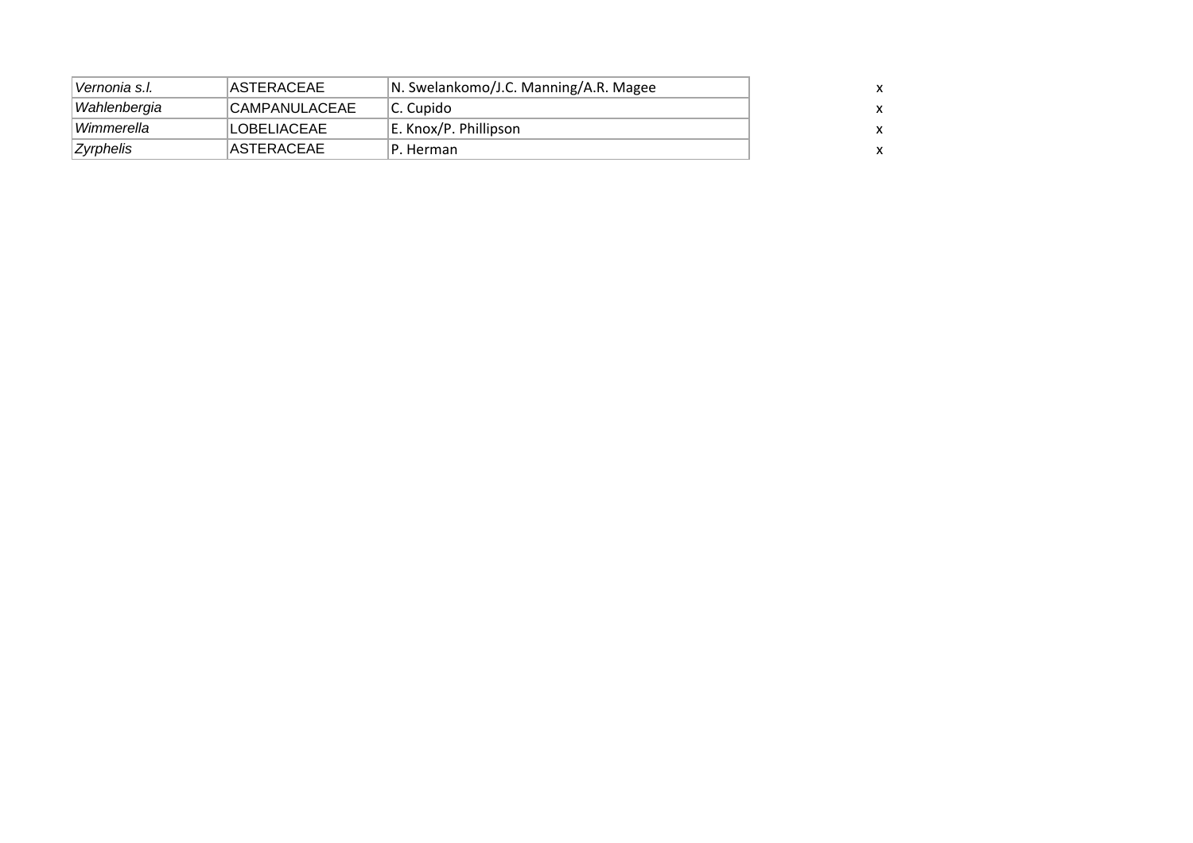| | | | |
|---|---|---|---|
| *Vernonia s.l.* | ASTERACEAE | N. Swelankomo/J.C. Manning/A.R. Magee | x |
| *Wahlenbergia* | CAMPANULACEAE | C. Cupido | x |
| *Wimmerella* | LOBELIACEAE | E. Knox/P. Phillipson | x |
| *Zyrphelis* | ASTERACEAE | P. Herman | x |